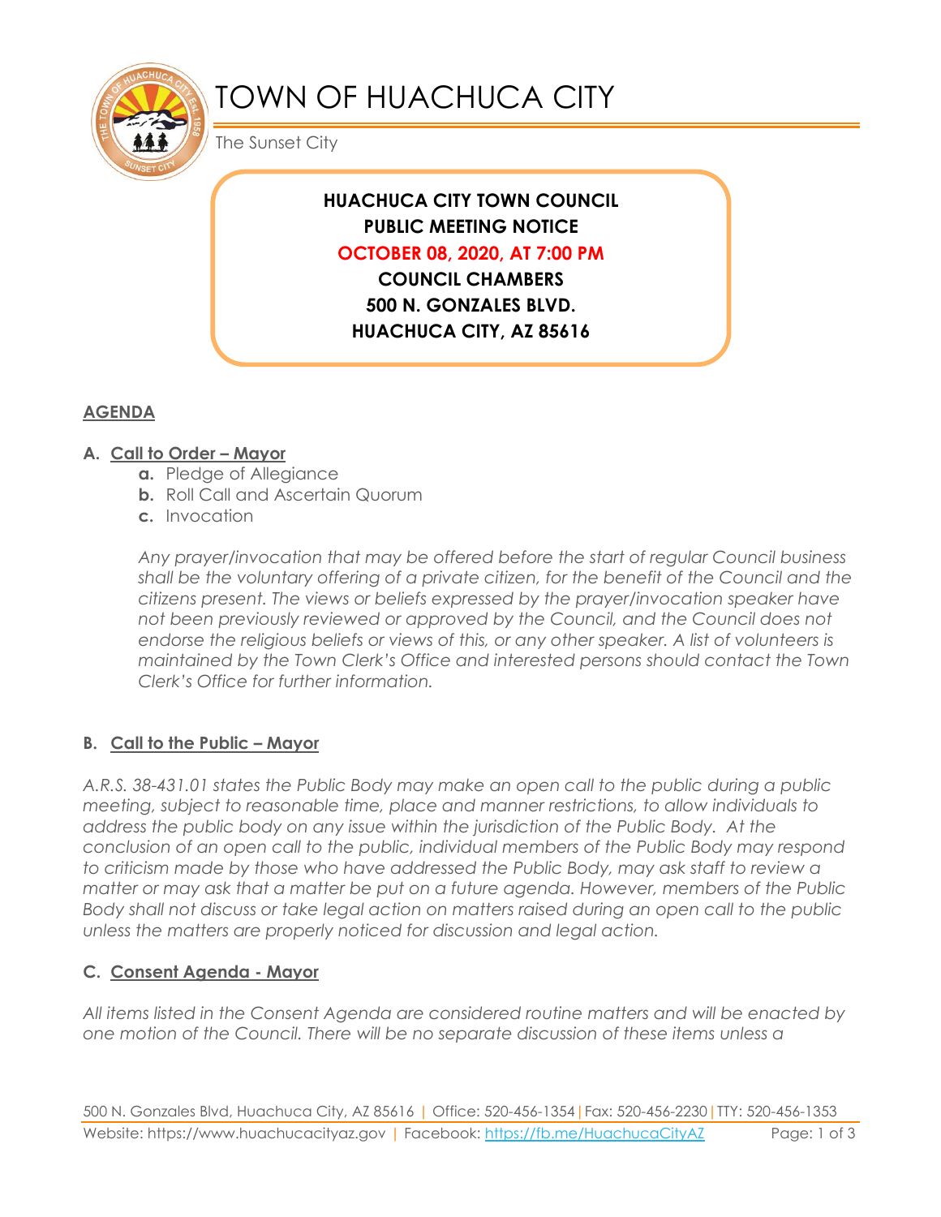# TOWN OF HUACHUCA CITY

The Sunset City

**HUACHUCA CITY TOWN COUNCIL**
**PUBLIC MEETING NOTICE**
**OCTOBER 08, 2020, AT 7:00 PM**
**COUNCIL CHAMBERS**
**500 N. GONZALES BLVD.**
**HUACHUCA CITY, AZ 85616**

## AGENDA

### A. Call to Order – Mayor

- **a.** Pledge of Allegiance
- **b.** Roll Call and Ascertain Quorum
- **c.** Invocation

*Any prayer/invocation that may be offered before the start of regular Council business shall be the voluntary offering of a private citizen, for the benefit of the Council and the citizens present. The views or beliefs expressed by the prayer/invocation speaker have not been previously reviewed or approved by the Council, and the Council does not endorse the religious beliefs or views of this, or any other speaker. A list of volunteers is maintained by the Town Clerk's Office and interested persons should contact the Town Clerk's Office for further information.*

### B. Call to the Public – Mayor

*A.R.S. 38-431.01 states the Public Body may make an open call to the public during a public meeting, subject to reasonable time, place and manner restrictions, to allow individuals to address the public body on any issue within the jurisdiction of the Public Body. At the conclusion of an open call to the public, individual members of the Public Body may respond to criticism made by those who have addressed the Public Body, may ask staff to review a matter or may ask that a matter be put on a future agenda. However, members of the Public Body shall not discuss or take legal action on matters raised during an open call to the public unless the matters are properly noticed for discussion and legal action.*

### C. Consent Agenda - Mayor

*All items listed in the Consent Agenda are considered routine matters and will be enacted by one motion of the Council. There will be no separate discussion of these items unless a*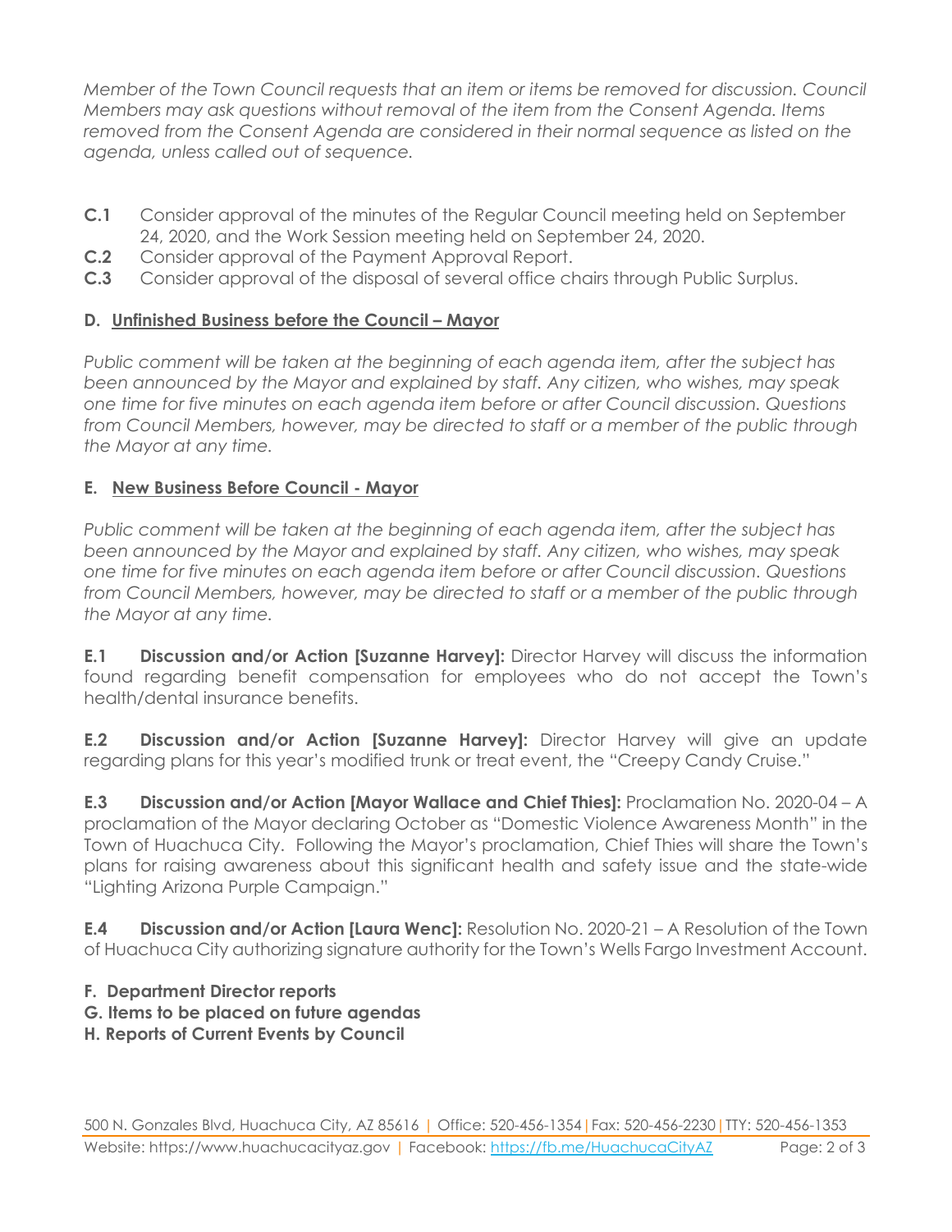*Member of the Town Council requests that an item or items be removed for discussion. Council Members may ask questions without removal of the item from the Consent Agenda. Items removed from the Consent Agenda are considered in their normal sequence as listed on the agenda, unless called out of sequence.*

**C.1** Consider approval of the minutes of the Regular Council meeting held on September 24, 2020, and the Work Session meeting held on September 24, 2020.
**C.2** Consider approval of the Payment Approval Report.
**C.3** Consider approval of the disposal of several office chairs through Public Surplus.

### D. Unfinished Business before the Council – Mayor

*Public comment will be taken at the beginning of each agenda item, after the subject has been announced by the Mayor and explained by staff. Any citizen, who wishes, may speak one time for five minutes on each agenda item before or after Council discussion. Questions from Council Members, however, may be directed to staff or a member of the public through the Mayor at any time.*

### E. New Business Before Council - Mayor

*Public comment will be taken at the beginning of each agenda item, after the subject has been announced by the Mayor and explained by staff. Any citizen, who wishes, may speak one time for five minutes on each agenda item before or after Council discussion. Questions from Council Members, however, may be directed to staff or a member of the public through the Mayor at any time.*

**E.1 Discussion and/or Action [Suzanne Harvey]:** Director Harvey will discuss the information found regarding benefit compensation for employees who do not accept the Town's health/dental insurance benefits.

**E.2 Discussion and/or Action [Suzanne Harvey]:** Director Harvey will give an update regarding plans for this year's modified trunk or treat event, the "Creepy Candy Cruise."

**E.3 Discussion and/or Action [Mayor Wallace and Chief Thies]:** Proclamation No. 2020-04 – A proclamation of the Mayor declaring October as "Domestic Violence Awareness Month" in the Town of Huachuca City. Following the Mayor's proclamation, Chief Thies will share the Town's plans for raising awareness about this significant health and safety issue and the state-wide "Lighting Arizona Purple Campaign."

**E.4 Discussion and/or Action [Laura Wenc]:** Resolution No. 2020-21 – A Resolution of the Town of Huachuca City authorizing signature authority for the Town's Wells Fargo Investment Account.

**F. Department Director reports**
**G. Items to be placed on future agendas**
**H. Reports of Current Events by Council**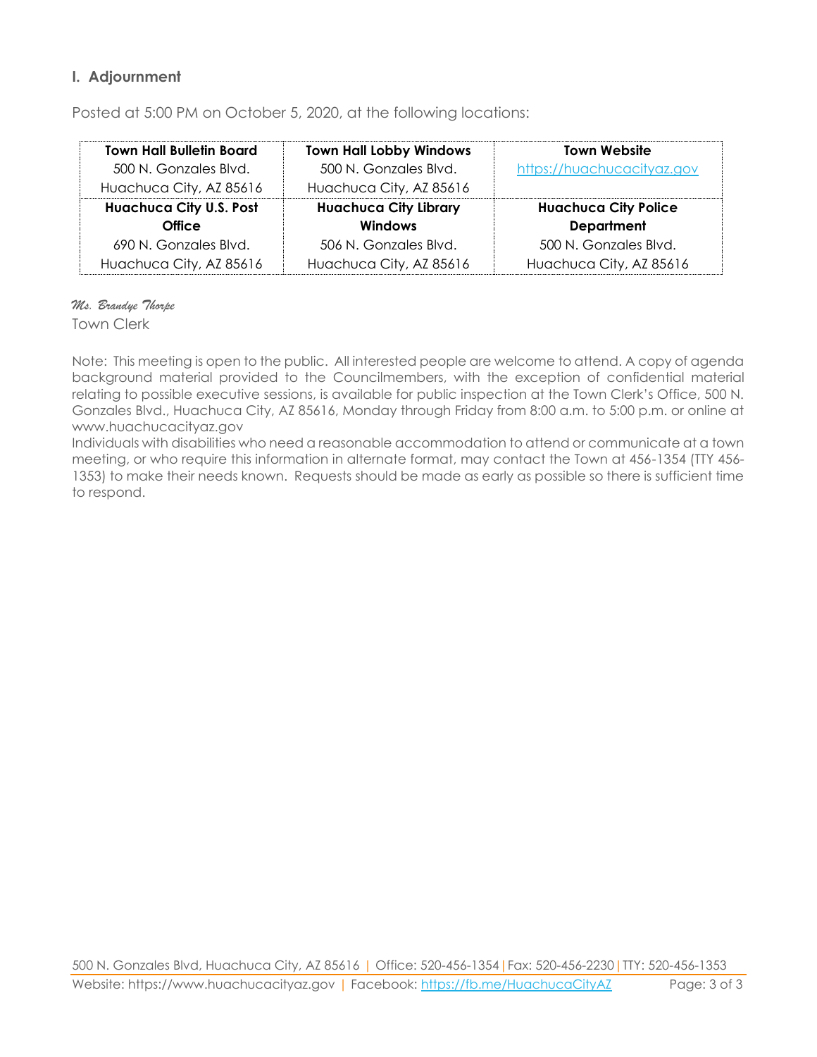## I. Adjournment

Posted at 5:00 PM on October 5, 2020, at the following locations:

| | | |
|---|---|---|
| **Town Hall Bulletin Board**<br>500 N. Gonzales Blvd.<br>Huachuca City, AZ 85616 | **Town Hall Lobby Windows**<br>500 N. Gonzales Blvd.<br>Huachuca City, AZ 85616 | **Town Website**<br>https://huachucacityaz.gov |
| **Huachuca City U.S. Post Office**<br>690 N. Gonzales Blvd.<br>Huachuca City, AZ 85616 | **Huachuca City Library Windows**<br>506 N. Gonzales Blvd.<br>Huachuca City, AZ 85616 | **Huachuca City Police Department**<br>500 N. Gonzales Blvd.<br>Huachuca City, AZ 85616 |

*Ms. Brandye Thorpe*
Town Clerk

Note: This meeting is open to the public. All interested people are welcome to attend. A copy of agenda background material provided to the Councilmembers, with the exception of confidential material relating to possible executive sessions, is available for public inspection at the Town Clerk's Office, 500 N. Gonzales Blvd., Huachuca City, AZ 85616, Monday through Friday from 8:00 a.m. to 5:00 p.m. or online at www.huachucacityaz.gov
Individuals with disabilities who need a reasonable accommodation to attend or communicate at a town meeting, or who require this information in alternate format, may contact the Town at 456-1354 (TTY 456-1353) to make their needs known. Requests should be made as early as possible so there is sufficient time to respond.